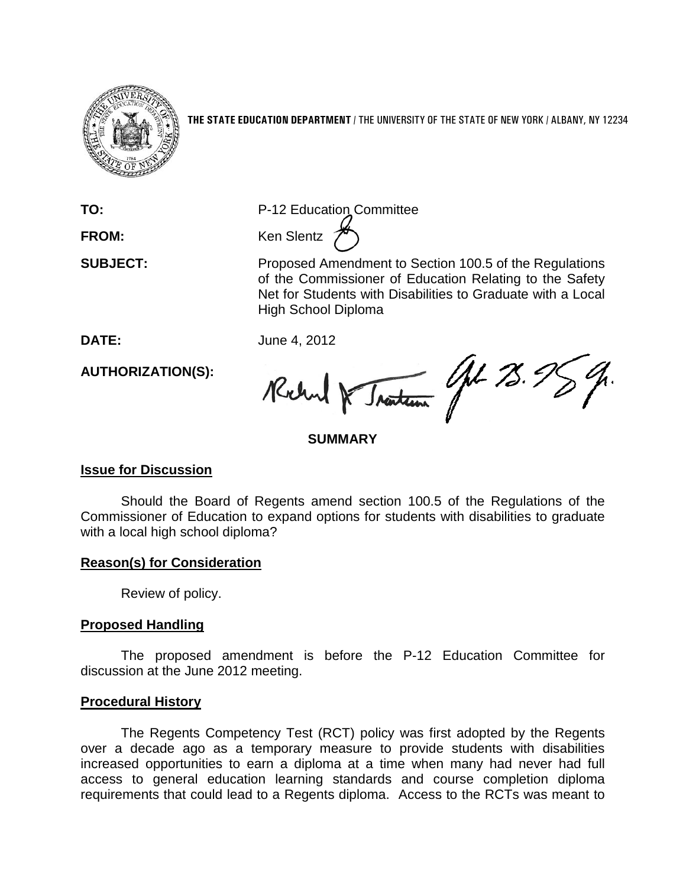**THE STATE EDUCATION DEPARTMENT** / THE UNIVERSITY OF THE STATE OF NEW YORK / ALBANY, NY 12234

**TO:** P-12 Education Committee

**FROM:** Ken Slentz

**SUBJECT:** Proposed Amendment to Section 100.5 of the Regulations of the Commissioner of Education Relating to the Safety Net for Students with Disabilities to Graduate with a Local High School Diploma

**DATE:** June 4, 2012

**AUTHORIZATION(S):**

**SUMMARY**

**Issue for Discussion**

Should the Board of Regents amend section 100.5 of the Regulations of the Commissioner of Education to expand options for students with disabilities to graduate with a local high school diploma?

**Reason(s) for Consideration**

Review of policy.

**Proposed Handling**

The proposed amendment is before the P-12 Education Committee for discussion at the June 2012 meeting.

**Procedural History**

The Regents Competency Test (RCT) policy was first adopted by the Regents over a decade ago as a temporary measure to provide students with disabilities increased opportunities to earn a diploma at a time when many had never had full access to general education learning standards and course completion diploma requirements that could lead to a Regents diploma. Access to the RCTs was meant to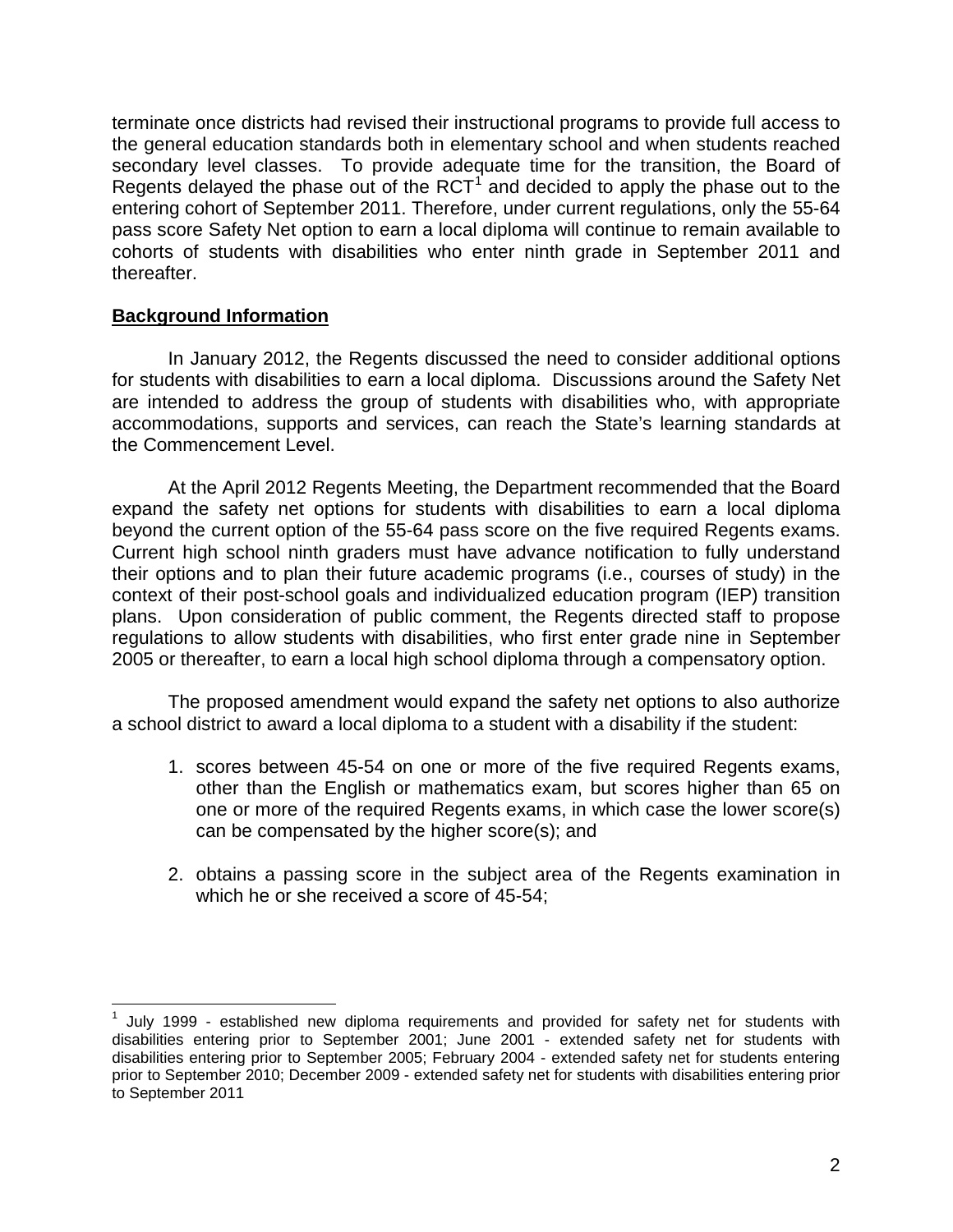terminate once districts had revised their instructional programs to provide full access to the general education standards both in elementary school and when students reached secondary level classes. To provide adequate time for the transition, the Board of Regents delayed the phase out of the RCT[1] and decided to apply the phase out to the entering cohort of September 2011. Therefore, under current regulations, only the 55-64 pass score Safety Net option to earn a local diploma will continue to remain available to cohorts of students with disabilities who enter ninth grade in September 2011 and thereafter.

**Background Information**

In January 2012, the Regents discussed the need to consider additional options for students with disabilities to earn a local diploma. Discussions around the Safety Net are intended to address the group of students with disabilities who, with appropriate accommodations, supports and services, can reach the State's learning standards at the Commencement Level.

At the April 2012 Regents Meeting, the Department recommended that the Board expand the safety net options for students with disabilities to earn a local diploma beyond the current option of the 55-64 pass score on the five required Regents exams. Current high school ninth graders must have advance notification to fully understand their options and to plan their future academic programs (i.e., courses of study) in the context of their post-school goals and individualized education program (IEP) transition plans. Upon consideration of public comment, the Regents directed staff to propose regulations to allow students with disabilities, who first enter grade nine in September 2005 or thereafter, to earn a local high school diploma through a compensatory option.

The proposed amendment would expand the safety net options to also authorize a school district to award a local diploma to a student with a disability if the student:

1. scores between 45-54 on one or more of the five required Regents exams, other than the English or mathematics exam, but scores higher than 65 on one or more of the required Regents exams, in which case the lower score(s) can be compensated by the higher score(s); and
2. obtains a passing score in the subject area of the Regents examination in which he or she received a score of 45-54;

---

[1] July 1999 - established new diploma requirements and provided for safety net for students with disabilities entering prior to September 2001; June 2001 - extended safety net for students with disabilities entering prior to September 2005; February 2004 - extended safety net for students entering prior to September 2010; December 2009 - extended safety net for students with disabilities entering prior to September 2011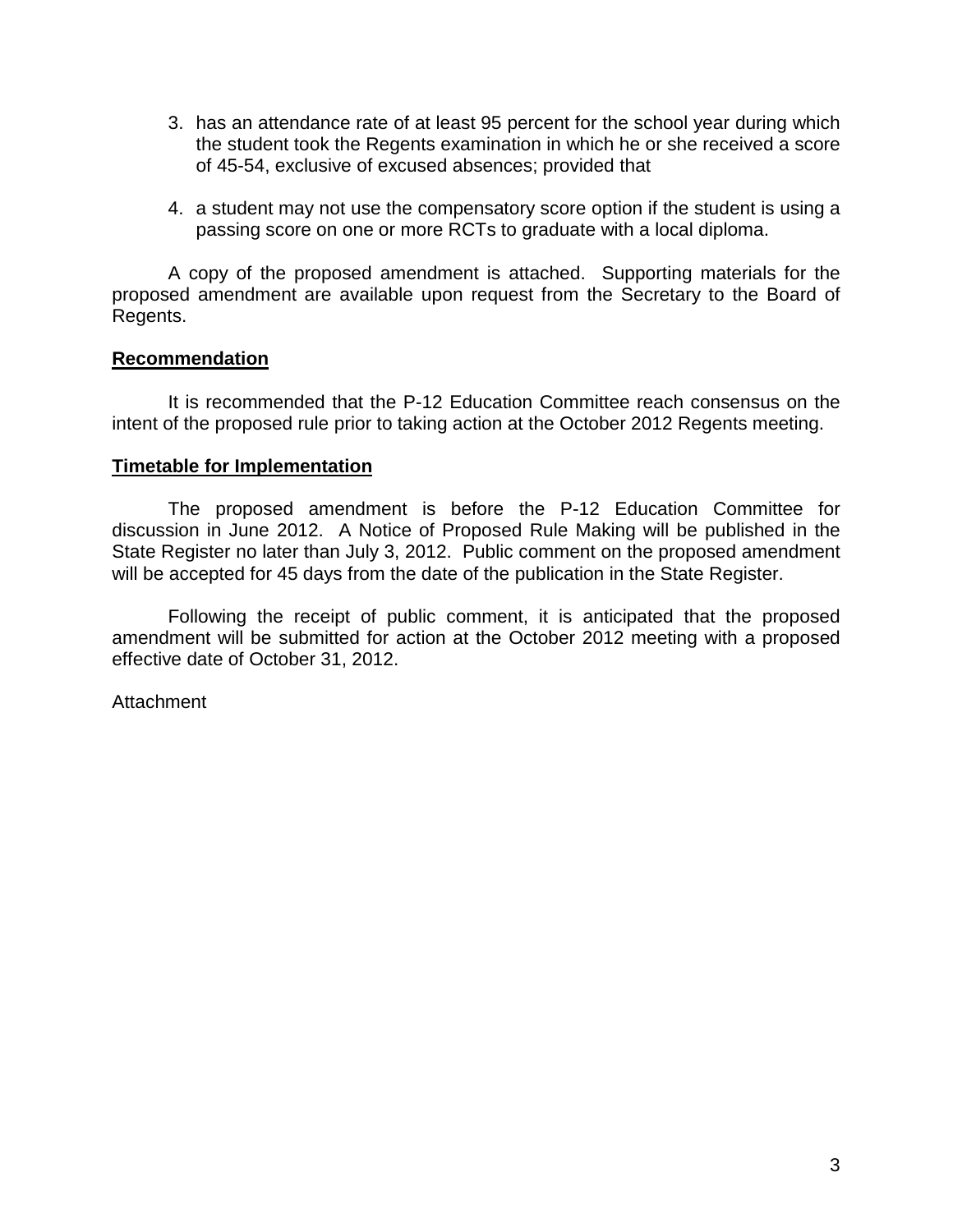3. has an attendance rate of at least 95 percent for the school year during which the student took the Regents examination in which he or she received a score of 45-54, exclusive of excused absences; provided that

4. a student may not use the compensatory score option if the student is using a passing score on one or more RCTs to graduate with a local diploma.

A copy of the proposed amendment is attached. Supporting materials for the proposed amendment are available upon request from the Secretary to the Board of Regents.

**Recommendation**

It is recommended that the P-12 Education Committee reach consensus on the intent of the proposed rule prior to taking action at the October 2012 Regents meeting.

**Timetable for Implementation**

The proposed amendment is before the P-12 Education Committee for discussion in June 2012. A Notice of Proposed Rule Making will be published in the State Register no later than July 3, 2012. Public comment on the proposed amendment will be accepted for 45 days from the date of the publication in the State Register.

Following the receipt of public comment, it is anticipated that the proposed amendment will be submitted for action at the October 2012 meeting with a proposed effective date of October 31, 2012.

Attachment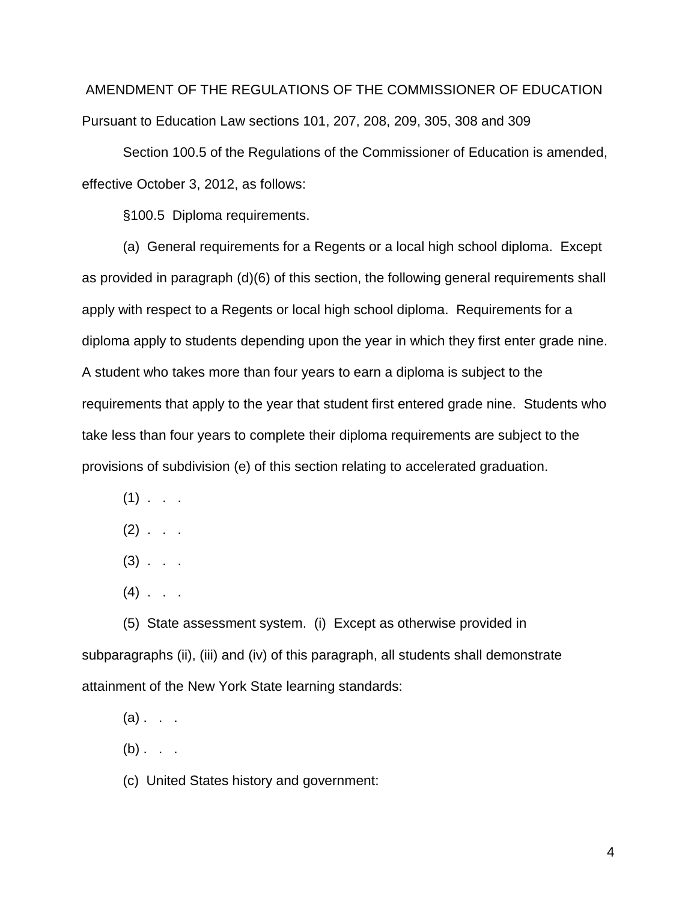AMENDMENT OF THE REGULATIONS OF THE COMMISSIONER OF EDUCATION

Pursuant to Education Law sections 101, 207, 208, 209, 305, 308 and 309

Section 100.5 of the Regulations of the Commissioner of Education is amended, effective October 3, 2012, as follows:

§100.5 Diploma requirements.

(a) General requirements for a Regents or a local high school diploma. Except as provided in paragraph (d)(6) of this section, the following general requirements shall apply with respect to a Regents or local high school diploma. Requirements for a diploma apply to students depending upon the year in which they first enter grade nine. A student who takes more than four years to earn a diploma is subject to the requirements that apply to the year that student first entered grade nine. Students who take less than four years to complete their diploma requirements are subject to the provisions of subdivision (e) of this section relating to accelerated graduation.

(1) . . .

(2) . . .

(3) . . .

(4) . . .

(5) State assessment system. (i) Except as otherwise provided in subparagraphs (ii), (iii) and (iv) of this paragraph, all students shall demonstrate attainment of the New York State learning standards:

(a) . . .

(b) . . .

(c) United States history and government: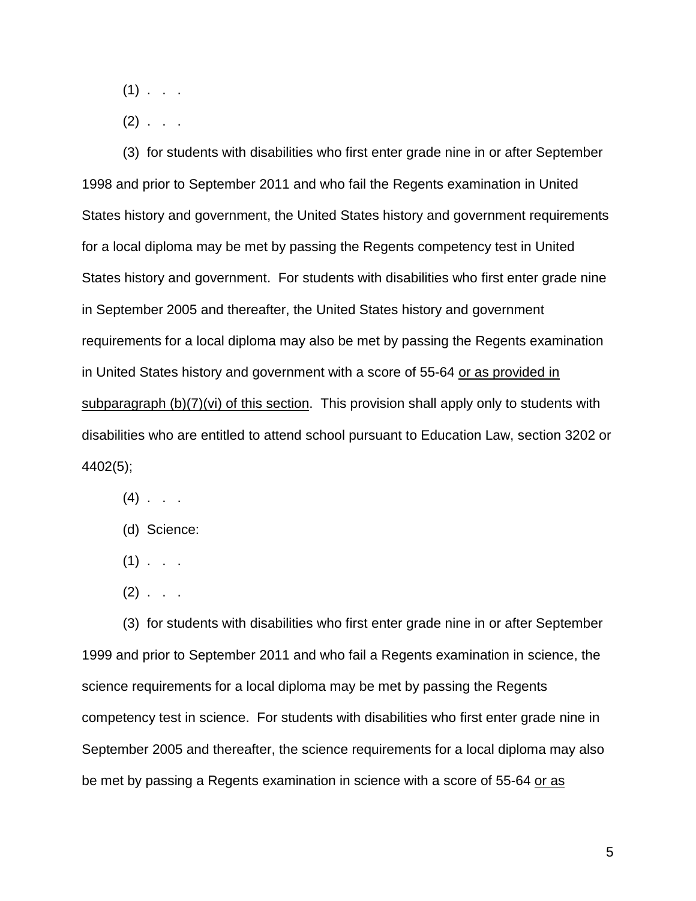(1) . . .

(2) . . .

(3) for students with disabilities who first enter grade nine in or after September 1998 and prior to September 2011 and who fail the Regents examination in United States history and government, the United States history and government requirements for a local diploma may be met by passing the Regents competency test in United States history and government. For students with disabilities who first enter grade nine in September 2005 and thereafter, the United States history and government requirements for a local diploma may also be met by passing the Regents examination in United States history and government with a score of 55-64 <u>or as provided in subparagraph (b)(7)(vi) of this section</u>. This provision shall apply only to students with disabilities who are entitled to attend school pursuant to Education Law, section 3202 or 4402(5);

(4) . . .

(d) Science:

(1) . . .

(2) . . .

(3) for students with disabilities who first enter grade nine in or after September 1999 and prior to September 2011 and who fail a Regents examination in science, the science requirements for a local diploma may be met by passing the Regents competency test in science. For students with disabilities who first enter grade nine in September 2005 and thereafter, the science requirements for a local diploma may also be met by passing a Regents examination in science with a score of 55-64 <u>or as</u>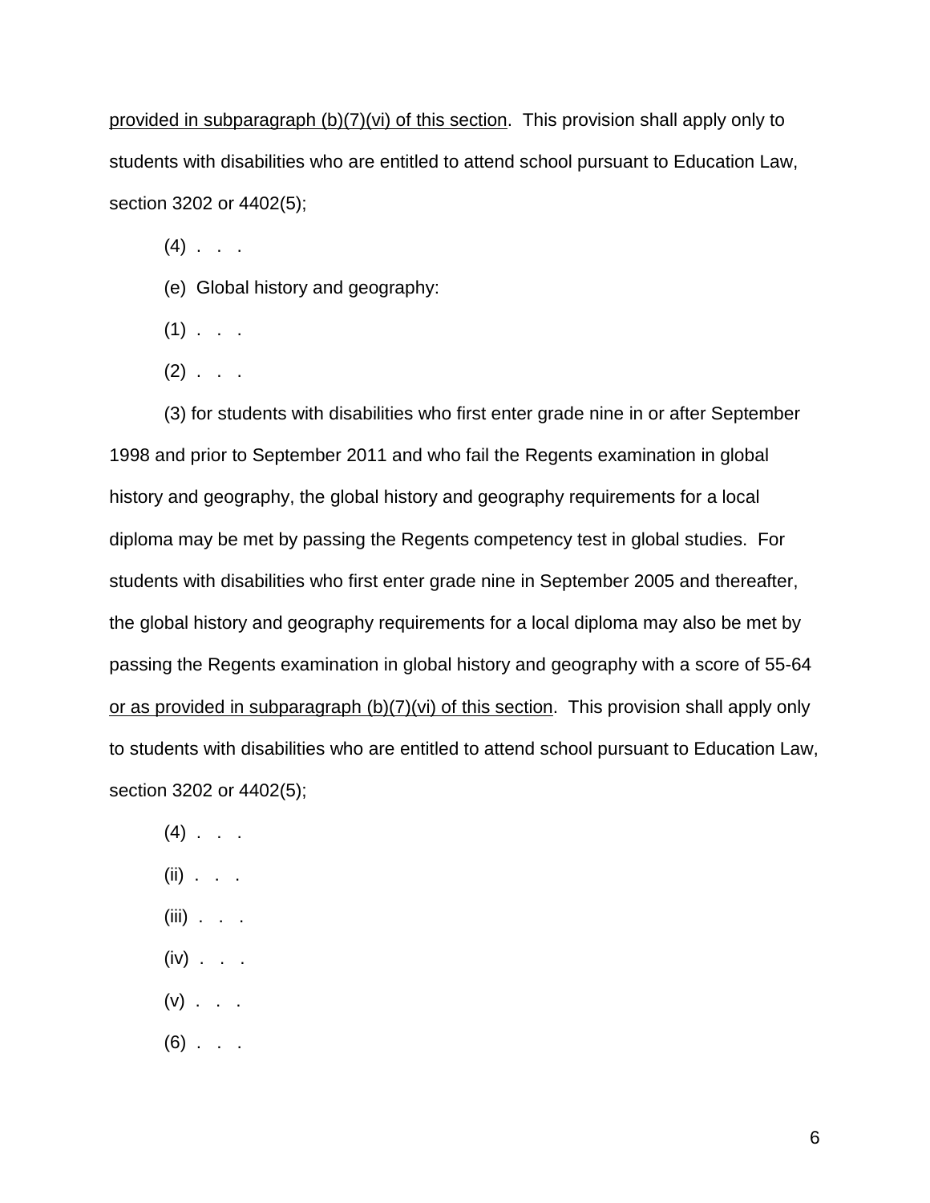<u>provided in subparagraph (b)(7)(vi) of this section</u>. This provision shall apply only to students with disabilities who are entitled to attend school pursuant to Education Law, section 3202 or 4402(5);

(4) . . .

(e) Global history and geography:

(1) . . .

(2) . . .

(3) for students with disabilities who first enter grade nine in or after September 1998 and prior to September 2011 and who fail the Regents examination in global history and geography, the global history and geography requirements for a local diploma may be met by passing the Regents competency test in global studies. For students with disabilities who first enter grade nine in September 2005 and thereafter, the global history and geography requirements for a local diploma may also be met by passing the Regents examination in global history and geography with a score of 55-64 <u>or as provided in subparagraph (b)(7)(vi) of this section</u>. This provision shall apply only to students with disabilities who are entitled to attend school pursuant to Education Law, section 3202 or 4402(5);

(4) . . .

(ii) . . .

(iii) . . .

(iv) . . .

(v) . . .

(6) . . .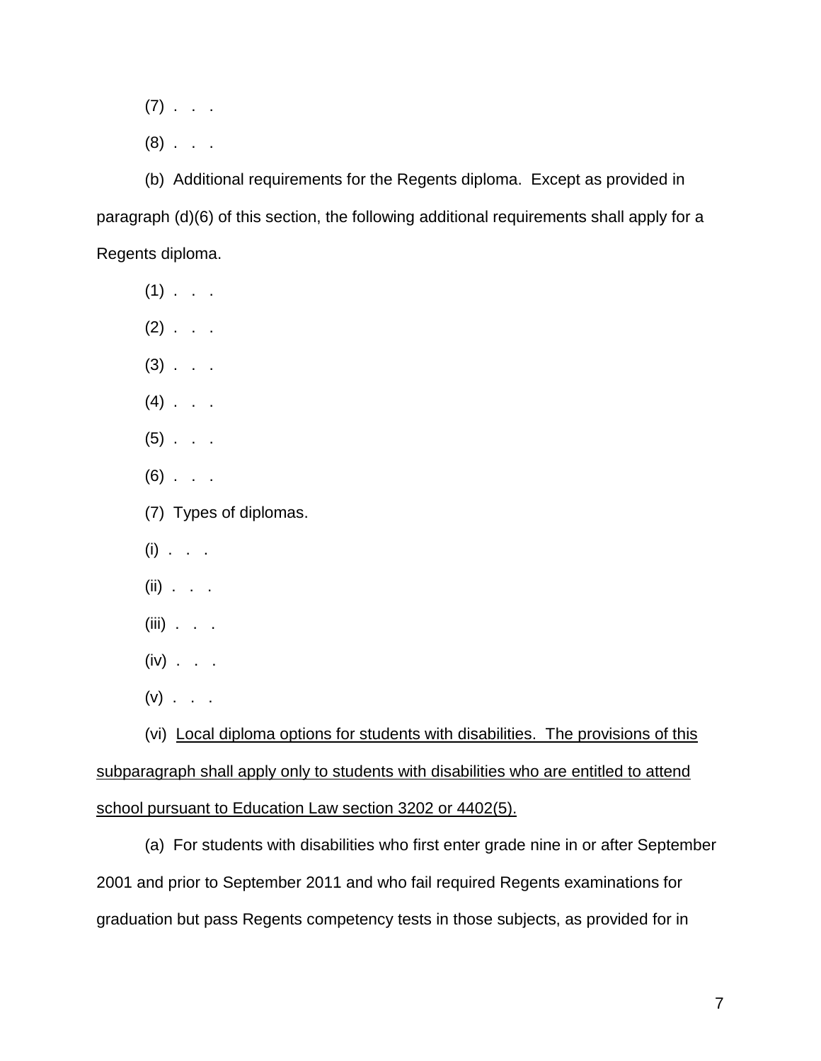(7) . . .

(8) . . .

(b) Additional requirements for the Regents diploma. Except as provided in paragraph (d)(6) of this section, the following additional requirements shall apply for a Regents diploma.

(1) . . .

(2) . . .

(3) . . .

(4) . . .

(5) . . .

(6) . . .

(7) Types of diplomas.

(i) . . .

(ii) . . .

(iii) . . .

(iv) . . .

(v) . . .

(vi) <u>Local diploma options for students with disabilities. The provisions of this subparagraph shall apply only to students with disabilities who are entitled to attend school pursuant to Education Law section 3202 or 4402(5).</u>

(a) For students with disabilities who first enter grade nine in or after September 2001 and prior to September 2011 and who fail required Regents examinations for graduation but pass Regents competency tests in those subjects, as provided for in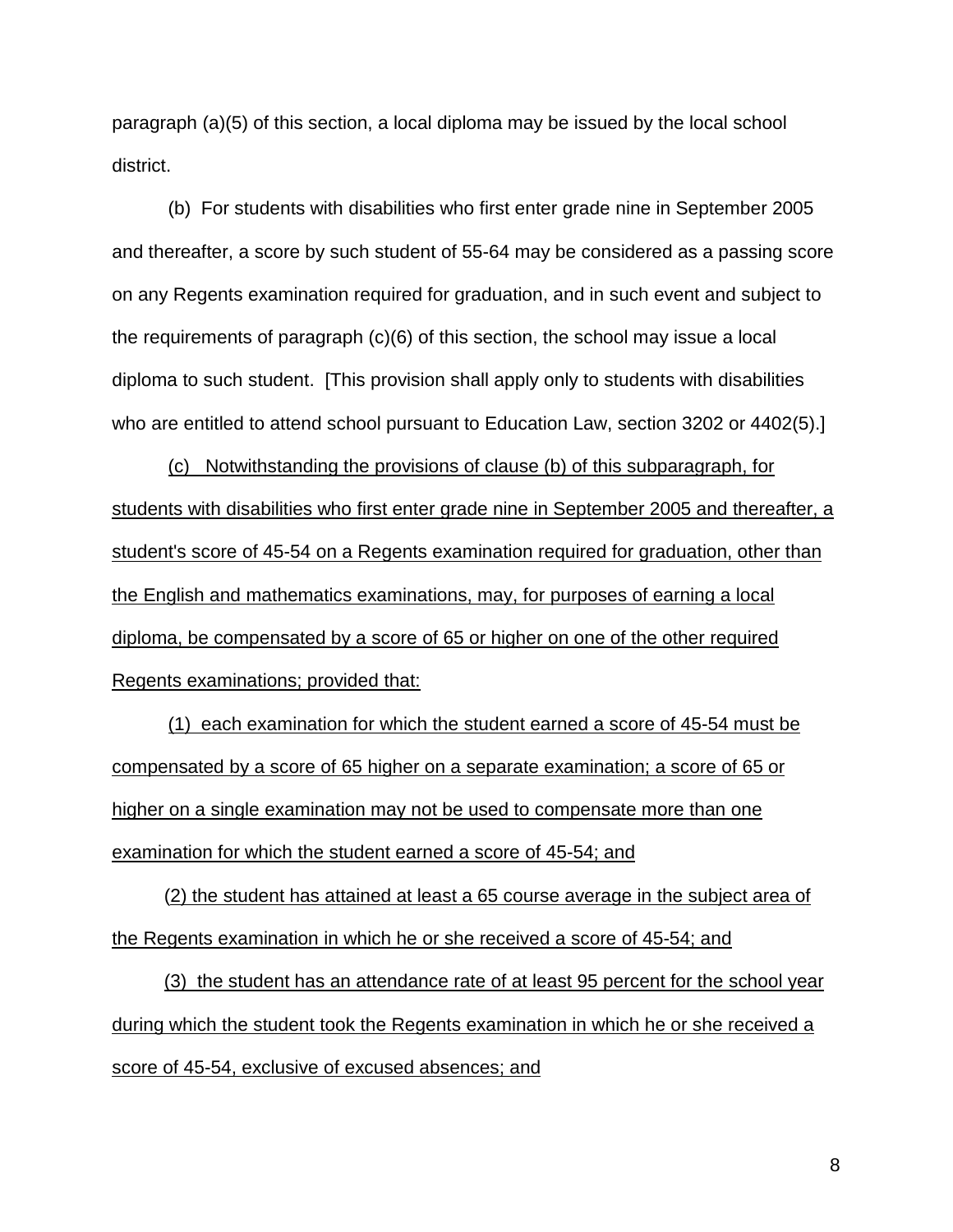paragraph (a)(5) of this section, a local diploma may be issued by the local school district.

(b) For students with disabilities who first enter grade nine in September 2005 and thereafter, a score by such student of 55-64 may be considered as a passing score on any Regents examination required for graduation, and in such event and subject to the requirements of paragraph (c)(6) of this section, the school may issue a local diploma to such student. [This provision shall apply only to students with disabilities who are entitled to attend school pursuant to Education Law, section 3202 or 4402(5).]

<u>(c) Notwithstanding the provisions of clause (b) of this subparagraph, for students with disabilities who first enter grade nine in September 2005 and thereafter, a student's score of 45-54 on a Regents examination required for graduation, other than the English and mathematics examinations, may, for purposes of earning a local diploma, be compensated by a score of 65 or higher on one of the other required Regents examinations; provided that:</u>

<u>(1) each examination for which the student earned a score of 45-54 must be compensated by a score of 65 higher on a separate examination; a score of 65 or higher on a single examination may not be used to compensate more than one examination for which the student earned a score of 45-54; and</u>

<u>(2) the student has attained at least a 65 course average in the subject area of the Regents examination in which he or she received a score of 45-54; and</u>

<u>(3) the student has an attendance rate of at least 95 percent for the school year during which the student took the Regents examination in which he or she received a score of 45-54, exclusive of excused absences; and</u>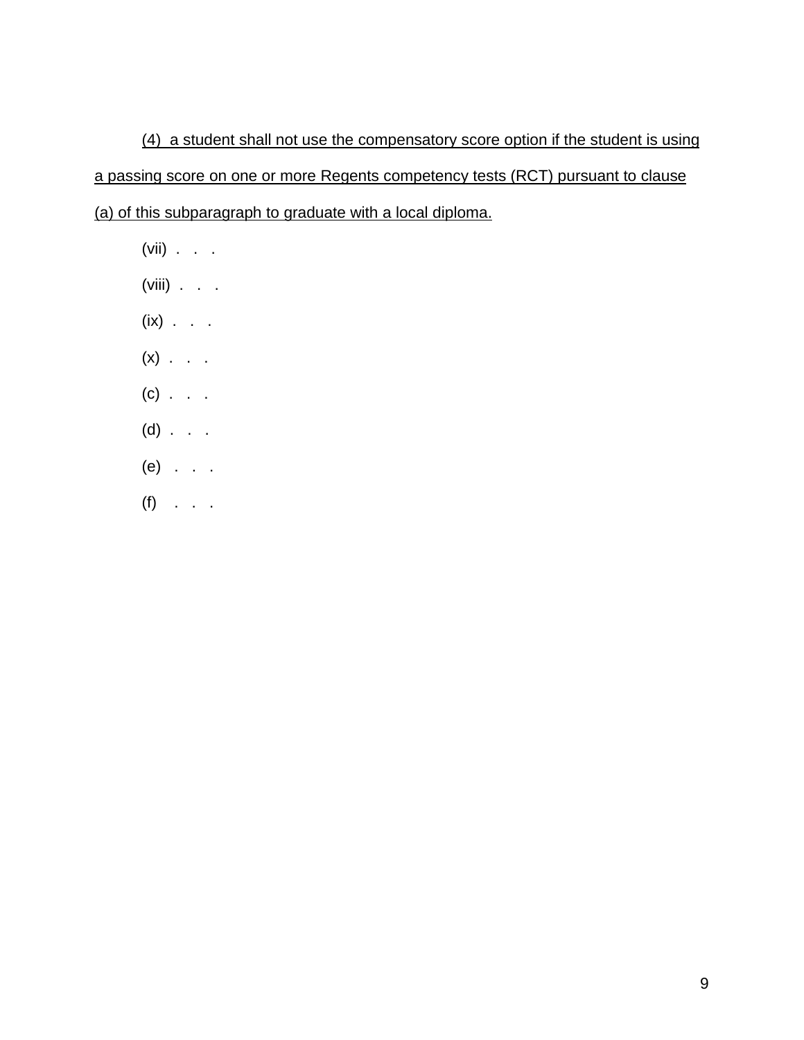<u>(4) a student shall not use the compensatory score option if the student is using a passing score on one or more Regents competency tests (RCT) pursuant to clause (a) of this subparagraph to graduate with a local diploma.</u>

(vii) . . .

(viii) . . .

(ix) . . .

(x) . . .

(c) . . .

(d) . . .

(e) . . .

(f) . . .